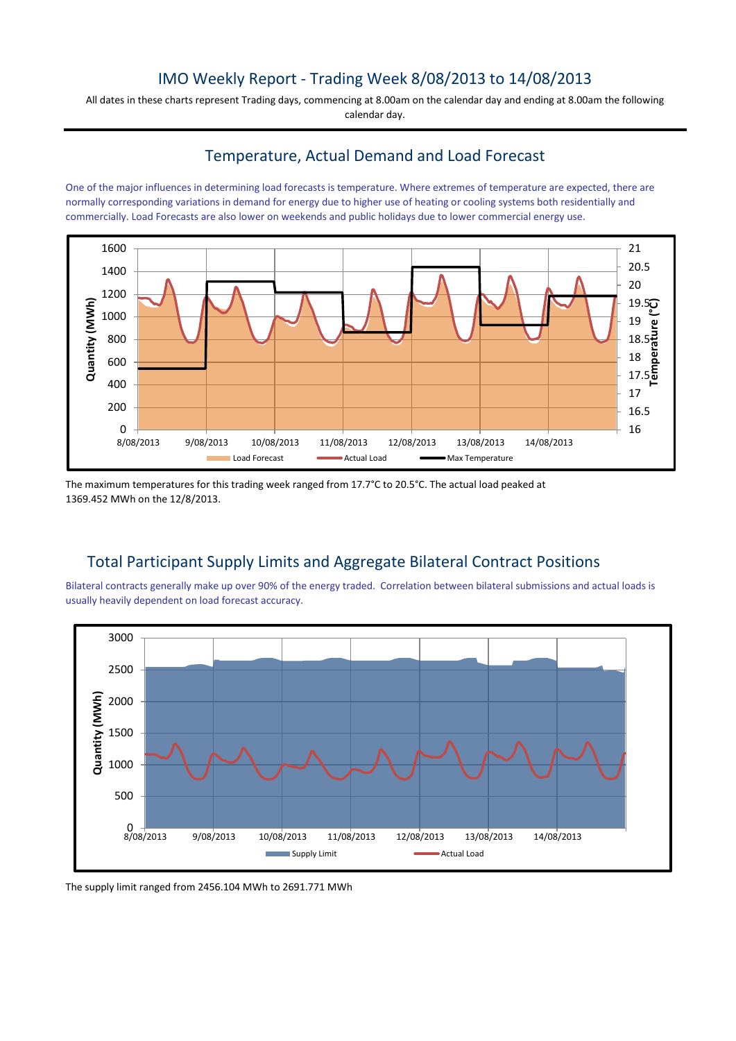# IMO Weekly Report - Trading Week 8/08/2013 to 14/08/2013

All dates in these charts represent Trading days, commencing at 8.00am on the calendar day and ending at 8.00am the following calendar day.

## Temperature, Actual Demand and Load Forecast

One of the major influences in determining load forecasts is temperature. Where extremes of temperature are expected, there are normally corresponding variations in demand for energy due to higher use of heating or cooling systems both residentially and commercially. Load Forecasts are also lower on weekends and public holidays due to lower commercial energy use.

The maximum temperatures for this trading week ranged from 17.7°C to 20.5°C. The actual load peaked at 1369.452 MWh on the 12/8/2013.

## Total Participant Supply Limits and Aggregate Bilateral Contract Positions

Bilateral contracts generally make up over 90% of the energy traded. Correlation between bilateral submissions and actual loads is usually heavily dependent on load forecast accuracy.

The supply limit ranged from 2456.104 MWh to 2691.771 MWh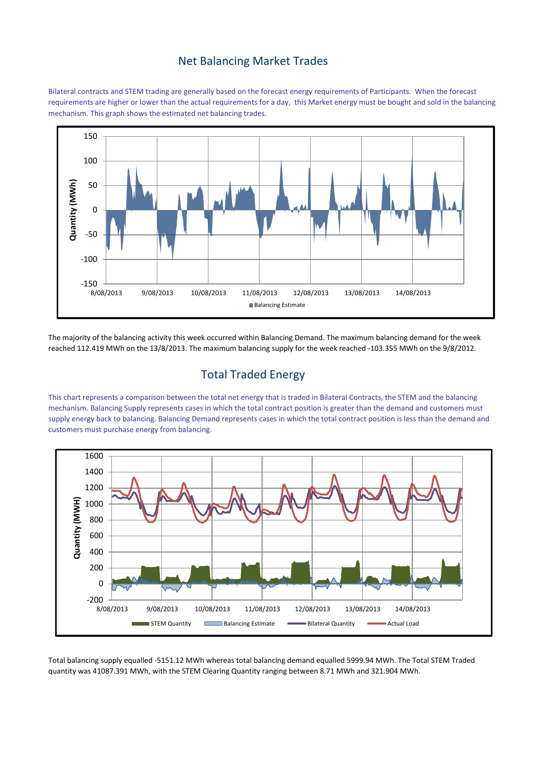## Net Balancing Market Trades

Bilateral contracts and STEM trading are generally based on the forecast energy requirements of Participants. When the forecast requirements are higher or lower than the actual requirements for a day, this Market energy must be bought and sold in the balancing mechanism. This graph shows the estimated net balancing trades.

The majority of the balancing activity this week occurred within Balancing Demand. The maximum balancing demand for the week reached 112.419 MWh on the 13/8/2013. The maximum balancing supply for the week reached -103.355 MWh on the 9/8/2012.

## Total Traded Energy

This chart represents a comparison between the total net energy that is traded in Bilateral Contracts, the STEM and the balancing mechanism. Balancing Supply represents cases in which the total contract position is greater than the demand and customers must supply energy back to balancing. Balancing Demand represents cases in which the total contract position is less than the demand and customers must purchase energy from balancing.

Total balancing supply equalled -5151.12 MWh whereas total balancing demand equalled 5999.94 MWh. The Total STEM Traded quantity was 41087.391 MWh, with the STEM Clearing Quantity ranging between 8.71 MWh and 321.904 MWh.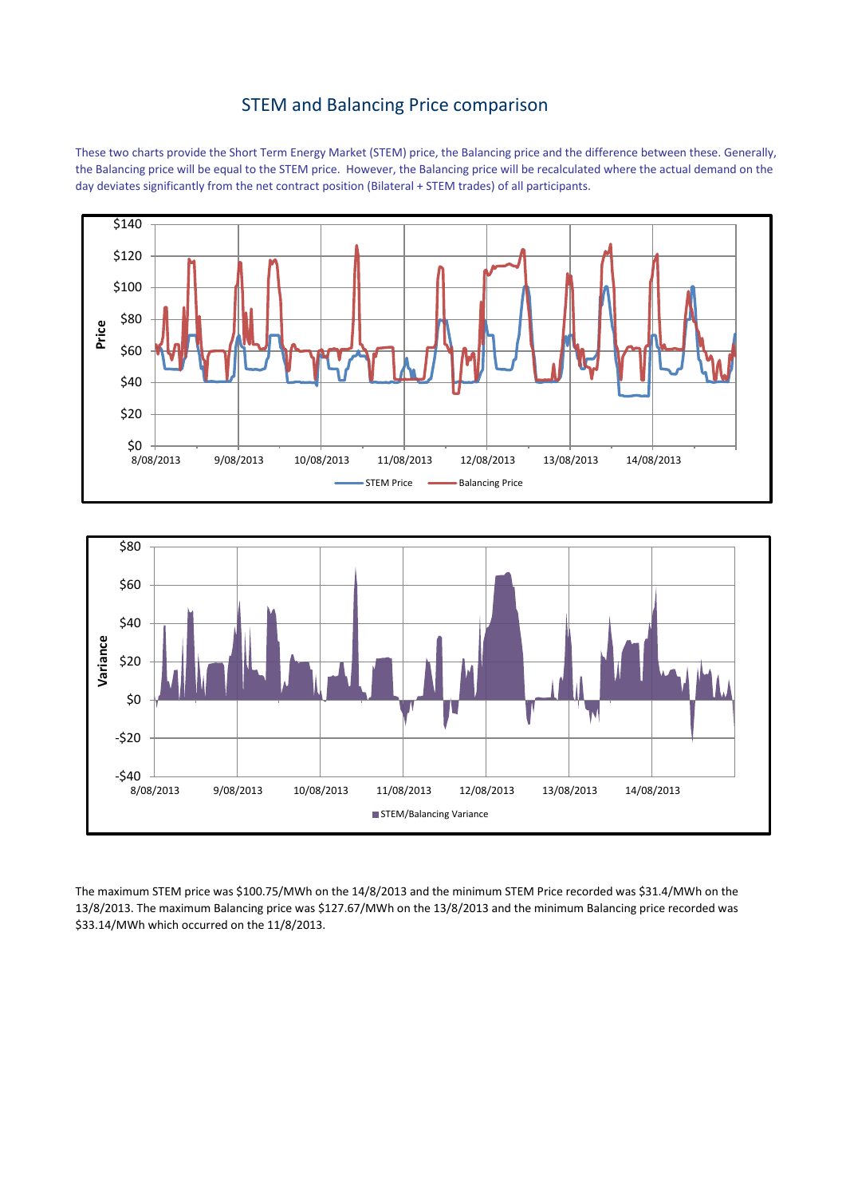# STEM and Balancing Price comparison

These two charts provide the Short Term Energy Market (STEM) price, the Balancing price and the difference between these. Generally, the Balancing price will be equal to the STEM price. However, the Balancing price will be recalculated where the actual demand on the day deviates significantly from the net contract position (Bilateral + STEM trades) of all participants.

Price

$140
$120
$100
$80
$60
$40
$20
$0

8/08/2013 9/08/2013 10/08/2013 11/08/2013 12/08/2013 13/08/2013 14/08/2013

STEM Price
Balancing Price

Variance

$80
$60
$40
$20
$0
-$20
-$40

8/08/2013 9/08/2013 10/08/2013 11/08/2013 12/08/2013 13/08/2013 14/08/2013

STEM/Balancing Variance

The maximum STEM price was $100.75/MWh on the 14/8/2013 and the minimum STEM Price recorded was $31.4/MWh on the 13/8/2013. The maximum Balancing price was $127.67/MWh on the 13/8/2013 and the minimum Balancing price recorded was $33.14/MWh which occurred on the 11/8/2013.